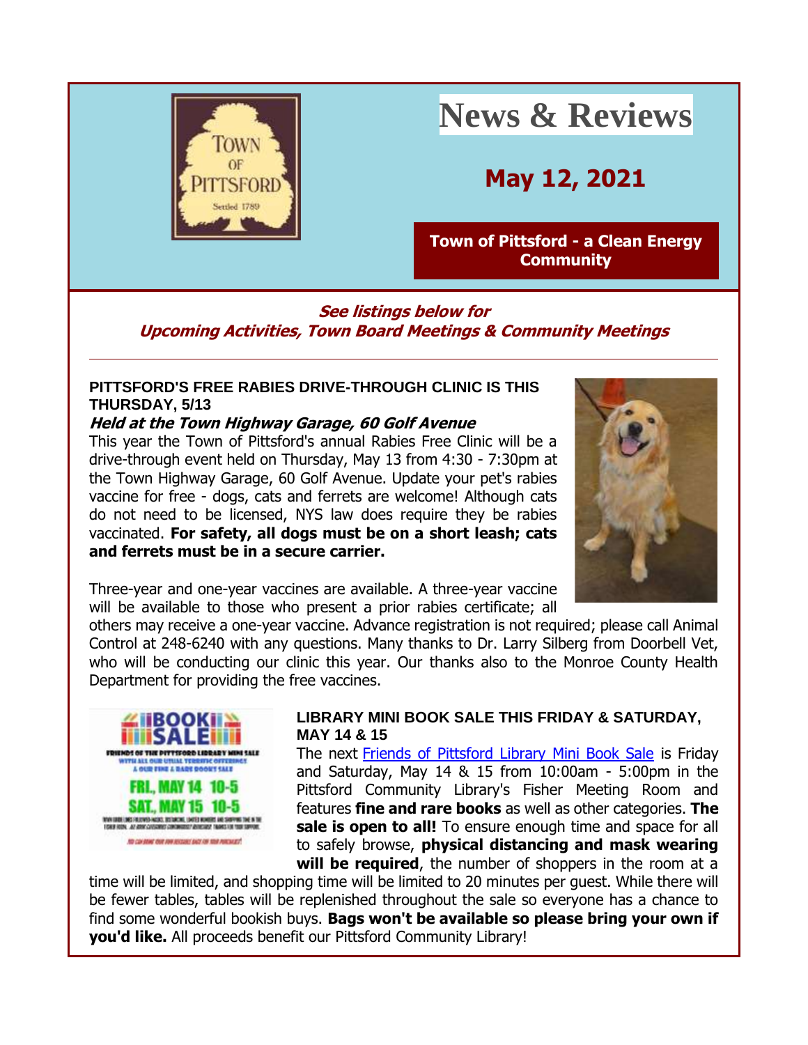# News & Reviews

## May 12, 2021

**Town of Pittsford - a Clean Energy Community**

***See listings below for Upcoming Activities, Town Board Meetings & Community Meetings***

---

### PITTSFORD'S FREE RABIES DRIVE-THROUGH CLINIC IS THIS THURSDAY, 5/13

***Held at the Town Highway Garage, 60 Golf Avenue***

This year the Town of Pittsford's annual Rabies Free Clinic will be a drive-through event held on Thursday, May 13 from 4:30 - 7:30pm at the Town Highway Garage, 60 Golf Avenue. Update your pet's rabies vaccine for free - dogs, cats and ferrets are welcome! Although cats do not need to be licensed, NYS law does require they be rabies vaccinated. **For safety, all dogs must be on a short leash; cats and ferrets must be in a secure carrier.**

Three-year and one-year vaccines are available. A three-year vaccine will be available to those who present a prior rabies certificate; all others may receive a one-year vaccine. Advance registration is not required; please call Animal Control at 248-6240 with any questions. Many thanks to Dr. Larry Silberg from Doorbell Vet, who will be conducting our clinic this year. Our thanks also to the Monroe County Health Department for providing the free vaccines.

### LIBRARY MINI BOOK SALE THIS FRIDAY & SATURDAY, MAY 14 & 15

The next Friends of Pittsford Library Mini Book Sale is Friday and Saturday, May 14 & 15 from 10:00am - 5:00pm in the Pittsford Community Library's Fisher Meeting Room and features **fine and rare books** as well as other categories. **The sale is open to all!** To ensure enough time and space for all to safely browse, **physical distancing and mask wearing will be required**, the number of shoppers in the room at a time will be limited, and shopping time will be limited to 20 minutes per guest. While there will be fewer tables, tables will be replenished throughout the sale so everyone has a chance to find some wonderful bookish buys. **Bags won't be available so please bring your own if you'd like.** All proceeds benefit our Pittsford Community Library!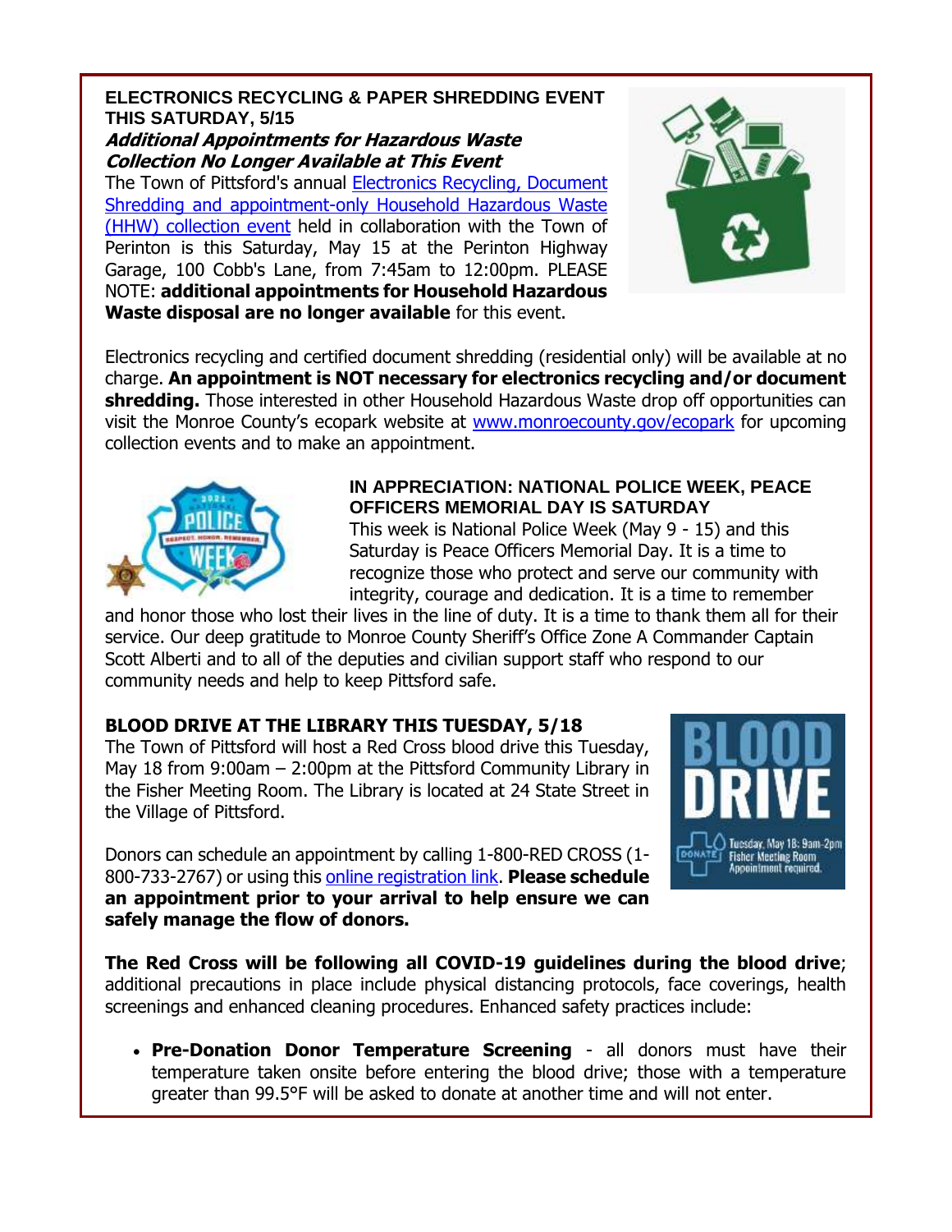**ELECTRONICS RECYCLING & PAPER SHREDDING EVENT THIS SATURDAY, 5/15**

***Additional Appointments for Hazardous Waste Collection No Longer Available at This Event***

The Town of Pittsford's annual Electronics Recycling, Document Shredding and appointment-only Household Hazardous Waste (HHW) collection event held in collaboration with the Town of Perinton is this Saturday, May 15 at the Perinton Highway Garage, 100 Cobb's Lane, from 7:45am to 12:00pm. PLEASE NOTE: **additional appointments for Household Hazardous Waste disposal are no longer available** for this event.

Electronics recycling and certified document shredding (residential only) will be available at no charge. **An appointment is NOT necessary for electronics recycling and/or document shredding.** Those interested in other Household Hazardous Waste drop off opportunities can visit the Monroe County's ecopark website at www.monroecounty.gov/ecopark for upcoming collection events and to make an appointment.

**IN APPRECIATION: NATIONAL POLICE WEEK, PEACE OFFICERS MEMORIAL DAY IS SATURDAY**

This week is National Police Week (May 9 - 15) and this Saturday is Peace Officers Memorial Day. It is a time to recognize those who protect and serve our community with integrity, courage and dedication. It is a time to remember and honor those who lost their lives in the line of duty. It is a time to thank them all for their service. Our deep gratitude to Monroe County Sheriff's Office Zone A Commander Captain Scott Alberti and to all of the deputies and civilian support staff who respond to our community needs and help to keep Pittsford safe.

**BLOOD DRIVE AT THE LIBRARY THIS TUESDAY, 5/18**

The Town of Pittsford will host a Red Cross blood drive this Tuesday, May 18 from 9:00am – 2:00pm at the Pittsford Community Library in the Fisher Meeting Room. The Library is located at 24 State Street in the Village of Pittsford.

Donors can schedule an appointment by calling 1-800-RED CROSS (1-800-733-2767) or using this online registration link. **Please schedule an appointment prior to your arrival to help ensure we can safely manage the flow of donors.**

**The Red Cross will be following all COVID-19 guidelines during the blood drive**; additional precautions in place include physical distancing protocols, face coverings, health screenings and enhanced cleaning procedures. Enhanced safety practices include:

- **Pre-Donation Donor Temperature Screening** - all donors must have their temperature taken onsite before entering the blood drive; those with a temperature greater than 99.5°F will be asked to donate at another time and will not enter.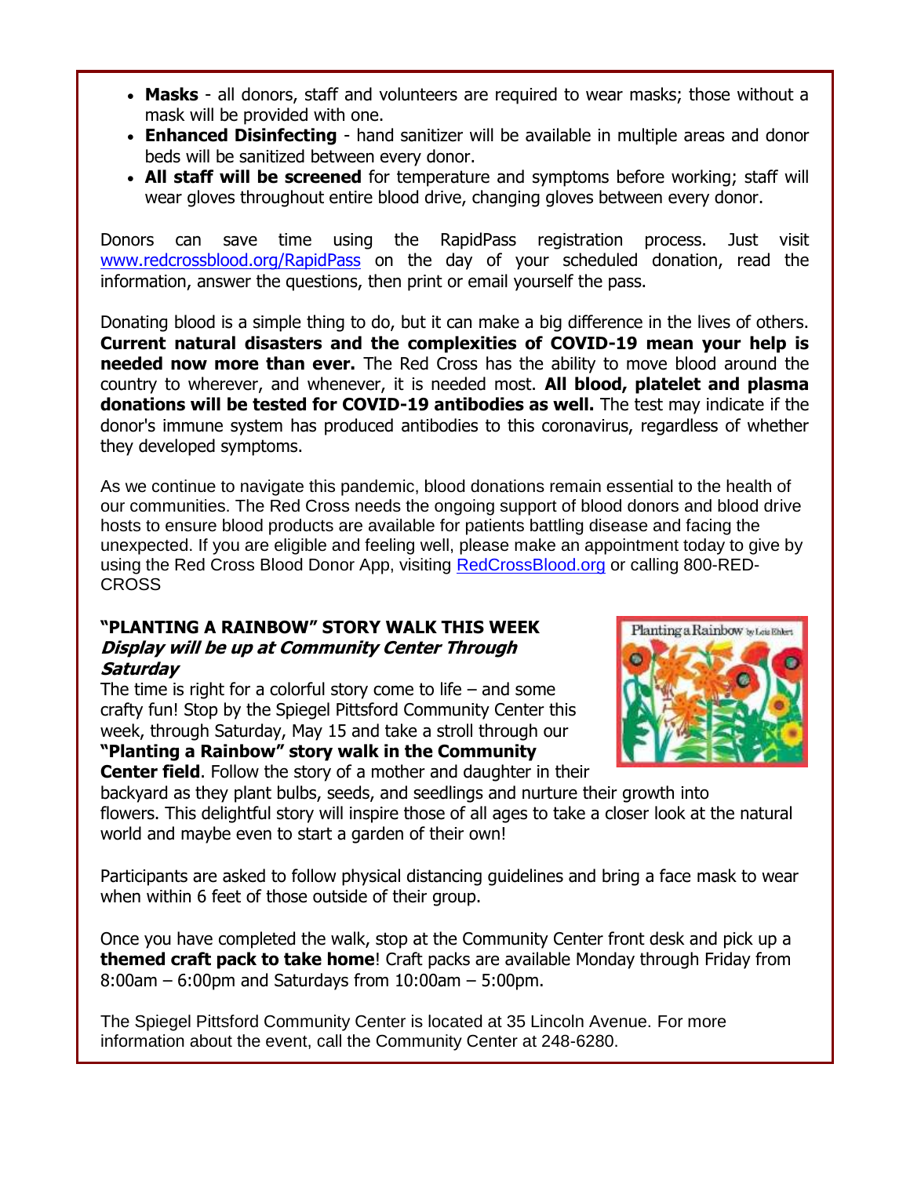- **Masks** - all donors, staff and volunteers are required to wear masks; those without a mask will be provided with one.
- **Enhanced Disinfecting** - hand sanitizer will be available in multiple areas and donor beds will be sanitized between every donor.
- **All staff will be screened** for temperature and symptoms before working; staff will wear gloves throughout entire blood drive, changing gloves between every donor.

Donors can save time using the RapidPass registration process. Just visit www.redcrossblood.org/RapidPass on the day of your scheduled donation, read the information, answer the questions, then print or email yourself the pass.

Donating blood is a simple thing to do, but it can make a big difference in the lives of others. **Current natural disasters and the complexities of COVID-19 mean your help is needed now more than ever.** The Red Cross has the ability to move blood around the country to wherever, and whenever, it is needed most. **All blood, platelet and plasma donations will be tested for COVID-19 antibodies as well.** The test may indicate if the donor's immune system has produced antibodies to this coronavirus, regardless of whether they developed symptoms.

As we continue to navigate this pandemic, blood donations remain essential to the health of our communities. The Red Cross needs the ongoing support of blood donors and blood drive hosts to ensure blood products are available for patients battling disease and facing the unexpected. If you are eligible and feeling well, please make an appointment today to give by using the Red Cross Blood Donor App, visiting RedCrossBlood.org or calling 800-RED-CROSS

### "PLANTING A RAINBOW" STORY WALK THIS WEEK

***Display will be up at Community Center Through Saturday***

The time is right for a colorful story come to life – and some crafty fun! Stop by the Spiegel Pittsford Community Center this week, through Saturday, May 15 and take a stroll through our **"Planting a Rainbow" story walk in the Community Center field**. Follow the story of a mother and daughter in their backyard as they plant bulbs, seeds, and seedlings and nurture their growth into flowers. This delightful story will inspire those of all ages to take a closer look at the natural world and maybe even to start a garden of their own!

Participants are asked to follow physical distancing guidelines and bring a face mask to wear when within 6 feet of those outside of their group.

Once you have completed the walk, stop at the Community Center front desk and pick up a **themed craft pack to take home**! Craft packs are available Monday through Friday from 8:00am – 6:00pm and Saturdays from 10:00am – 5:00pm.

The Spiegel Pittsford Community Center is located at 35 Lincoln Avenue. For more information about the event, call the Community Center at 248-6280.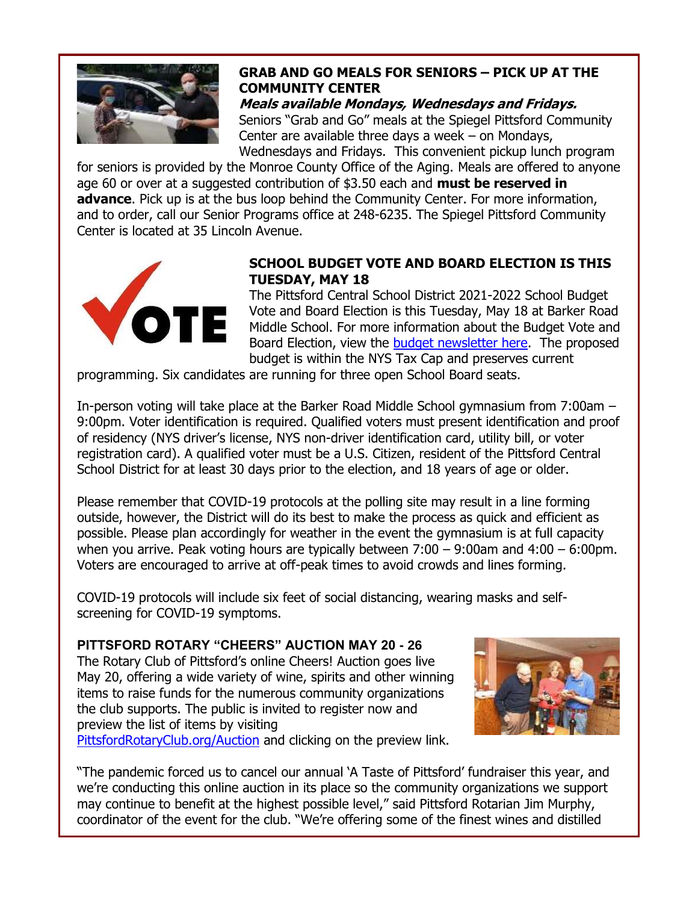## GRAB AND GO MEALS FOR SENIORS – PICK UP AT THE COMMUNITY CENTER

***Meals available Mondays, Wednesdays and Fridays.***

Seniors "Grab and Go" meals at the Spiegel Pittsford Community Center are available three days a week – on Mondays, Wednesdays and Fridays. This convenient pickup lunch program for seniors is provided by the Monroe County Office of the Aging. Meals are offered to anyone age 60 or over at a suggested contribution of $3.50 each and **must be reserved in advance**. Pick up is at the bus loop behind the Community Center. For more information, and to order, call our Senior Programs office at 248-6235. The Spiegel Pittsford Community Center is located at 35 Lincoln Avenue.

## SCHOOL BUDGET VOTE AND BOARD ELECTION IS THIS TUESDAY, MAY 18

The Pittsford Central School District 2021-2022 School Budget Vote and Board Election is this Tuesday, May 18 at Barker Road Middle School. For more information about the Budget Vote and Board Election, view the budget newsletter here. The proposed budget is within the NYS Tax Cap and preserves current programming. Six candidates are running for three open School Board seats.

In-person voting will take place at the Barker Road Middle School gymnasium from 7:00am – 9:00pm. Voter identification is required. Qualified voters must present identification and proof of residency (NYS driver's license, NYS non-driver identification card, utility bill, or voter registration card). A qualified voter must be a U.S. Citizen, resident of the Pittsford Central School District for at least 30 days prior to the election, and 18 years of age or older.

Please remember that COVID-19 protocols at the polling site may result in a line forming outside, however, the District will do its best to make the process as quick and efficient as possible. Please plan accordingly for weather in the event the gymnasium is at full capacity when you arrive. Peak voting hours are typically between 7:00 – 9:00am and 4:00 – 6:00pm. Voters are encouraged to arrive at off-peak times to avoid crowds and lines forming.

COVID-19 protocols will include six feet of social distancing, wearing masks and self-screening for COVID-19 symptoms.

## PITTSFORD ROTARY "CHEERS" AUCTION MAY 20 - 26

The Rotary Club of Pittsford's online Cheers! Auction goes live May 20, offering a wide variety of wine, spirits and other winning items to raise funds for the numerous community organizations the club supports. The public is invited to register now and preview the list of items by visiting PittsfordRotaryClub.org/Auction and clicking on the preview link.

"The pandemic forced us to cancel our annual 'A Taste of Pittsford' fundraiser this year, and we're conducting this online auction in its place so the community organizations we support may continue to benefit at the highest possible level," said Pittsford Rotarian Jim Murphy, coordinator of the event for the club. "We're offering some of the finest wines and distilled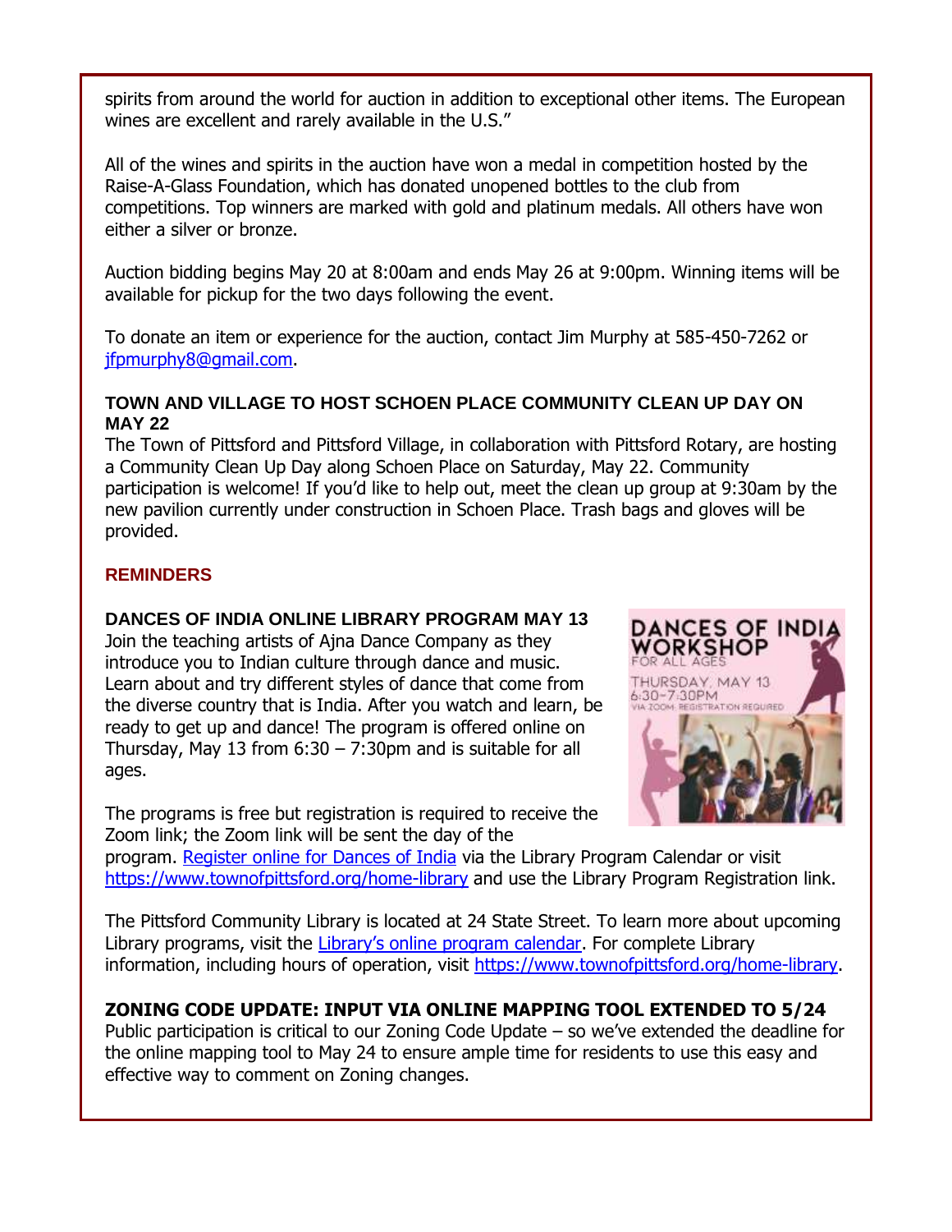spirits from around the world for auction in addition to exceptional other items. The European wines are excellent and rarely available in the U.S."

All of the wines and spirits in the auction have won a medal in competition hosted by the Raise-A-Glass Foundation, which has donated unopened bottles to the club from competitions. Top winners are marked with gold and platinum medals. All others have won either a silver or bronze.

Auction bidding begins May 20 at 8:00am and ends May 26 at 9:00pm. Winning items will be available for pickup for the two days following the event.

To donate an item or experience for the auction, contact Jim Murphy at 585-450-7262 or [jfpmurphy8@gmail.com](mailto:jfpmurphy8@gmail.com).

**TOWN AND VILLAGE TO HOST SCHOEN PLACE COMMUNITY CLEAN UP DAY ON MAY 22**

The Town of Pittsford and Pittsford Village, in collaboration with Pittsford Rotary, are hosting a Community Clean Up Day along Schoen Place on Saturday, May 22. Community participation is welcome! If you'd like to help out, meet the clean up group at 9:30am by the new pavilion currently under construction in Schoen Place. Trash bags and gloves will be provided.

## REMINDERS

**DANCES OF INDIA ONLINE LIBRARY PROGRAM MAY 13**

Join the teaching artists of Ajna Dance Company as they introduce you to Indian culture through dance and music. Learn about and try different styles of dance that come from the diverse country that is India. After you watch and learn, be ready to get up and dance! The program is offered online on Thursday, May 13 from 6:30 – 7:30pm and is suitable for all ages.

DANCES OF INDIA WORKSHOP FOR ALL AGES
THURSDAY, MAY 13
6:30-7:30PM
VIA ZOOM. REGISTRATION REQUIRED

The programs is free but registration is required to receive the Zoom link; the Zoom link will be sent the day of the program. Register online for Dances of India via the Library Program Calendar or visit https://www.townofpittsford.org/home-library and use the Library Program Registration link.

The Pittsford Community Library is located at 24 State Street. To learn more about upcoming Library programs, visit the Library's online program calendar. For complete Library information, including hours of operation, visit https://www.townofpittsford.org/home-library.

**ZONING CODE UPDATE: INPUT VIA ONLINE MAPPING TOOL EXTENDED TO 5/24**

Public participation is critical to our Zoning Code Update – so we've extended the deadline for the online mapping tool to May 24 to ensure ample time for residents to use this easy and effective way to comment on Zoning changes.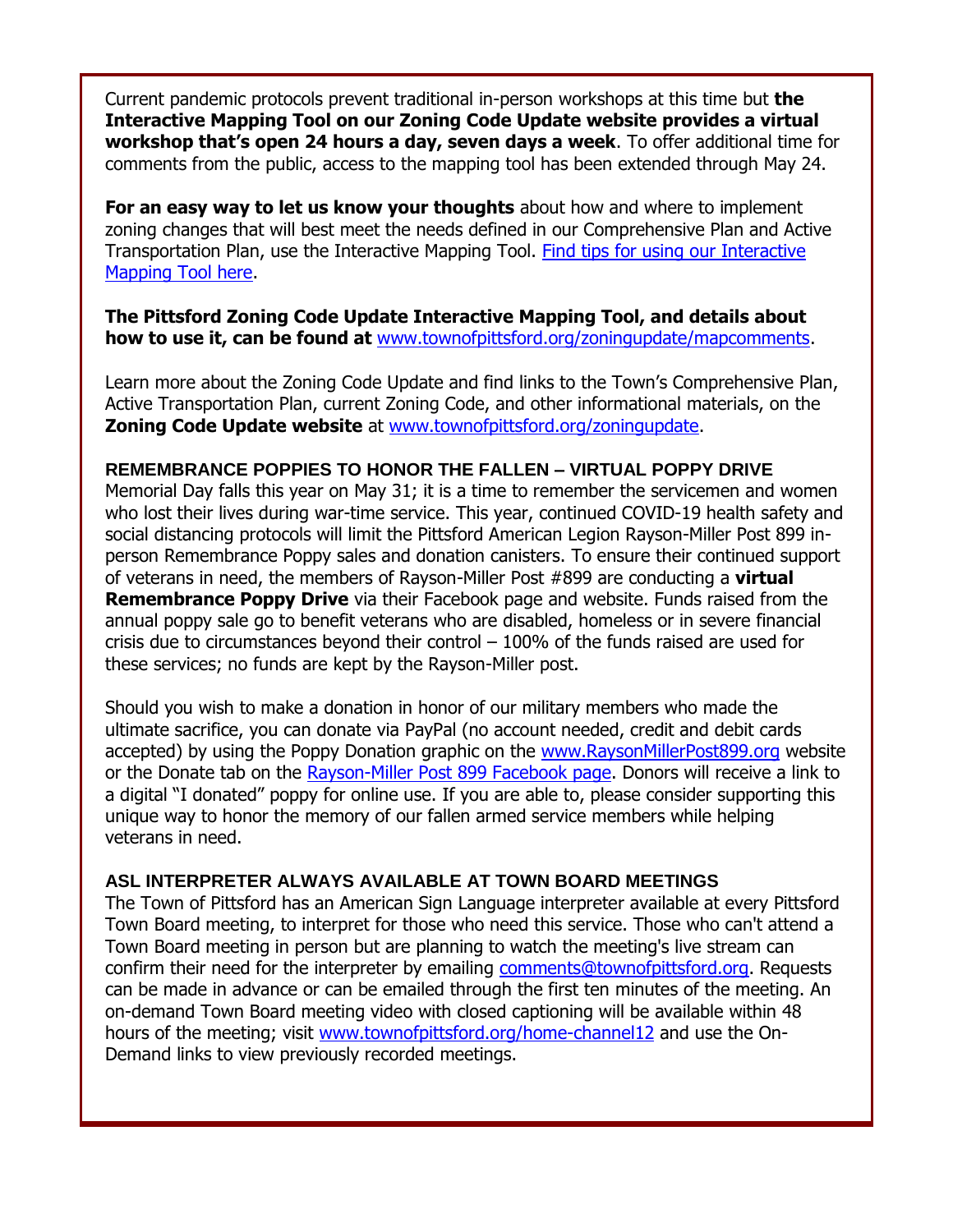Current pandemic protocols prevent traditional in-person workshops at this time but **the Interactive Mapping Tool on our Zoning Code Update website provides a virtual workshop that's open 24 hours a day, seven days a week**. To offer additional time for comments from the public, access to the mapping tool has been extended through May 24.

**For an easy way to let us know your thoughts** about how and where to implement zoning changes that will best meet the needs defined in our Comprehensive Plan and Active Transportation Plan, use the Interactive Mapping Tool. Find tips for using our Interactive Mapping Tool here.

**The Pittsford Zoning Code Update Interactive Mapping Tool, and details about how to use it, can be found at** www.townofpittsford.org/zoningupdate/mapcomments.

Learn more about the Zoning Code Update and find links to the Town's Comprehensive Plan, Active Transportation Plan, current Zoning Code, and other informational materials, on the **Zoning Code Update website** at www.townofpittsford.org/zoningupdate.

## REMEMBRANCE POPPIES TO HONOR THE FALLEN – VIRTUAL POPPY DRIVE

Memorial Day falls this year on May 31; it is a time to remember the servicemen and women who lost their lives during war-time service. This year, continued COVID-19 health safety and social distancing protocols will limit the Pittsford American Legion Rayson-Miller Post 899 in-person Remembrance Poppy sales and donation canisters. To ensure their continued support of veterans in need, the members of Rayson-Miller Post #899 are conducting a **virtual Remembrance Poppy Drive** via their Facebook page and website. Funds raised from the annual poppy sale go to benefit veterans who are disabled, homeless or in severe financial crisis due to circumstances beyond their control – 100% of the funds raised are used for these services; no funds are kept by the Rayson-Miller post.

Should you wish to make a donation in honor of our military members who made the ultimate sacrifice, you can donate via PayPal (no account needed, credit and debit cards accepted) by using the Poppy Donation graphic on the www.RaysonMillerPost899.org website or the Donate tab on the Rayson-Miller Post 899 Facebook page. Donors will receive a link to a digital "I donated" poppy for online use. If you are able to, please consider supporting this unique way to honor the memory of our fallen armed service members while helping veterans in need.

## ASL INTERPRETER ALWAYS AVAILABLE AT TOWN BOARD MEETINGS

The Town of Pittsford has an American Sign Language interpreter available at every Pittsford Town Board meeting, to interpret for those who need this service. Those who can't attend a Town Board meeting in person but are planning to watch the meeting's live stream can confirm their need for the interpreter by emailing comments@townofpittsford.org. Requests can be made in advance or can be emailed through the first ten minutes of the meeting. An on-demand Town Board meeting video with closed captioning will be available within 48 hours of the meeting; visit www.townofpittsford.org/home-channel12 and use the On-Demand links to view previously recorded meetings.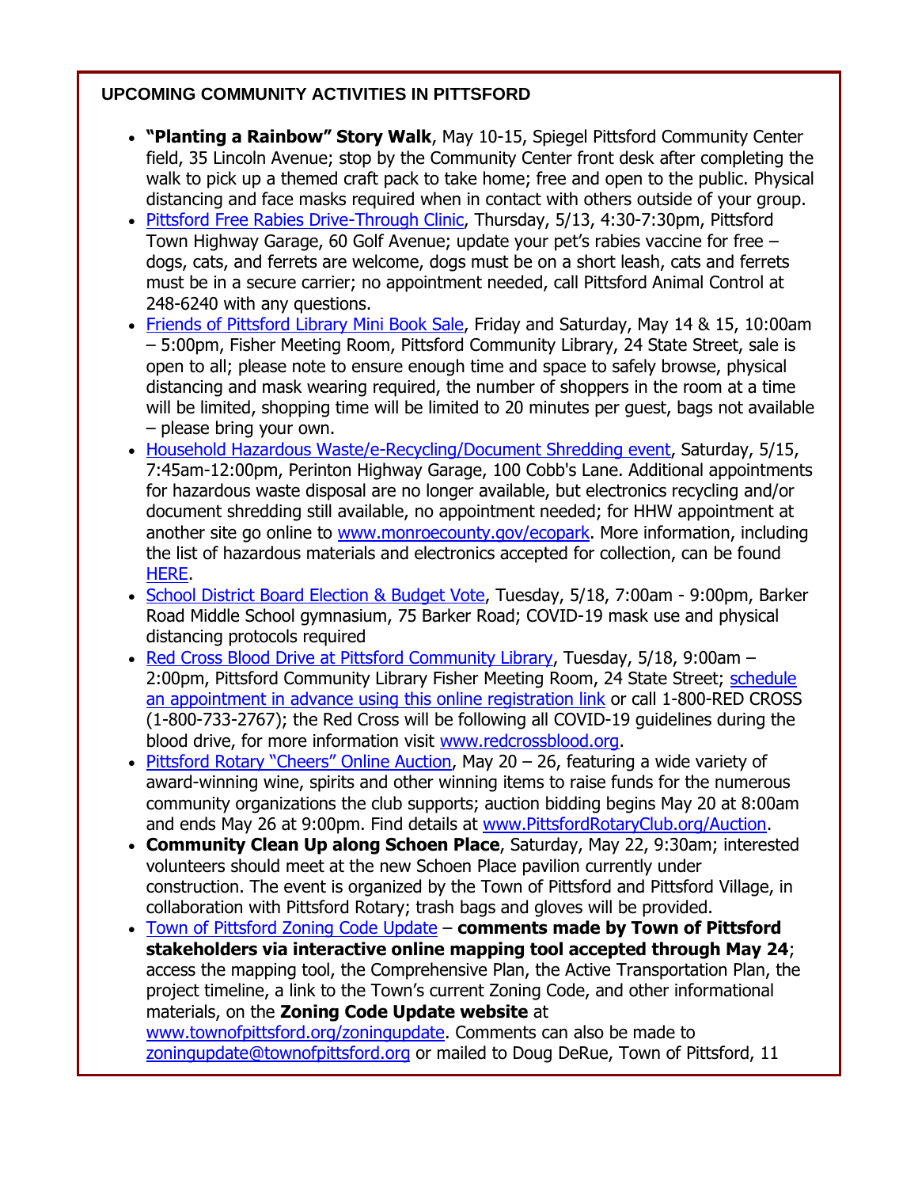### UPCOMING COMMUNITY ACTIVITIES IN PITTSFORD

- **"Planting a Rainbow" Story Walk**, May 10-15, Spiegel Pittsford Community Center field, 35 Lincoln Avenue; stop by the Community Center front desk after completing the walk to pick up a themed craft pack to take home; free and open to the public. Physical distancing and face masks required when in contact with others outside of your group.
- Pittsford Free Rabies Drive-Through Clinic, Thursday, 5/13, 4:30-7:30pm, Pittsford Town Highway Garage, 60 Golf Avenue; update your pet's rabies vaccine for free – dogs, cats, and ferrets are welcome, dogs must be on a short leash, cats and ferrets must be in a secure carrier; no appointment needed, call Pittsford Animal Control at 248-6240 with any questions.
- Friends of Pittsford Library Mini Book Sale, Friday and Saturday, May 14 & 15, 10:00am – 5:00pm, Fisher Meeting Room, Pittsford Community Library, 24 State Street, sale is open to all; please note to ensure enough time and space to safely browse, physical distancing and mask wearing required, the number of shoppers in the room at a time will be limited, shopping time will be limited to 20 minutes per guest, bags not available – please bring your own.
- Household Hazardous Waste/e-Recycling/Document Shredding event, Saturday, 5/15, 7:45am-12:00pm, Perinton Highway Garage, 100 Cobb's Lane. Additional appointments for hazardous waste disposal are no longer available, but electronics recycling and/or document shredding still available, no appointment needed; for HHW appointment at another site go online to www.monroecounty.gov/ecopark. More information, including the list of hazardous materials and electronics accepted for collection, can be found HERE.
- School District Board Election & Budget Vote, Tuesday, 5/18, 7:00am - 9:00pm, Barker Road Middle School gymnasium, 75 Barker Road; COVID-19 mask use and physical distancing protocols required
- Red Cross Blood Drive at Pittsford Community Library, Tuesday, 5/18, 9:00am – 2:00pm, Pittsford Community Library Fisher Meeting Room, 24 State Street; schedule an appointment in advance using this online registration link or call 1-800-RED CROSS (1-800-733-2767); the Red Cross will be following all COVID-19 guidelines during the blood drive, for more information visit www.redcrossblood.org.
- Pittsford Rotary "Cheers" Online Auction, May 20 – 26, featuring a wide variety of award-winning wine, spirits and other winning items to raise funds for the numerous community organizations the club supports; auction bidding begins May 20 at 8:00am and ends May 26 at 9:00pm. Find details at www.PittsfordRotaryClub.org/Auction.
- **Community Clean Up along Schoen Place**, Saturday, May 22, 9:30am; interested volunteers should meet at the new Schoen Place pavilion currently under construction. The event is organized by the Town of Pittsford and Pittsford Village, in collaboration with Pittsford Rotary; trash bags and gloves will be provided.
- Town of Pittsford Zoning Code Update – **comments made by Town of Pittsford stakeholders via interactive online mapping tool accepted through May 24**; access the mapping tool, the Comprehensive Plan, the Active Transportation Plan, the project timeline, a link to the Town's current Zoning Code, and other informational materials, on the **Zoning Code Update website** at www.townofpittsford.org/zoningupdate. Comments can also be made to zoningupdate@townofpittsford.org or mailed to Doug DeRue, Town of Pittsford, 11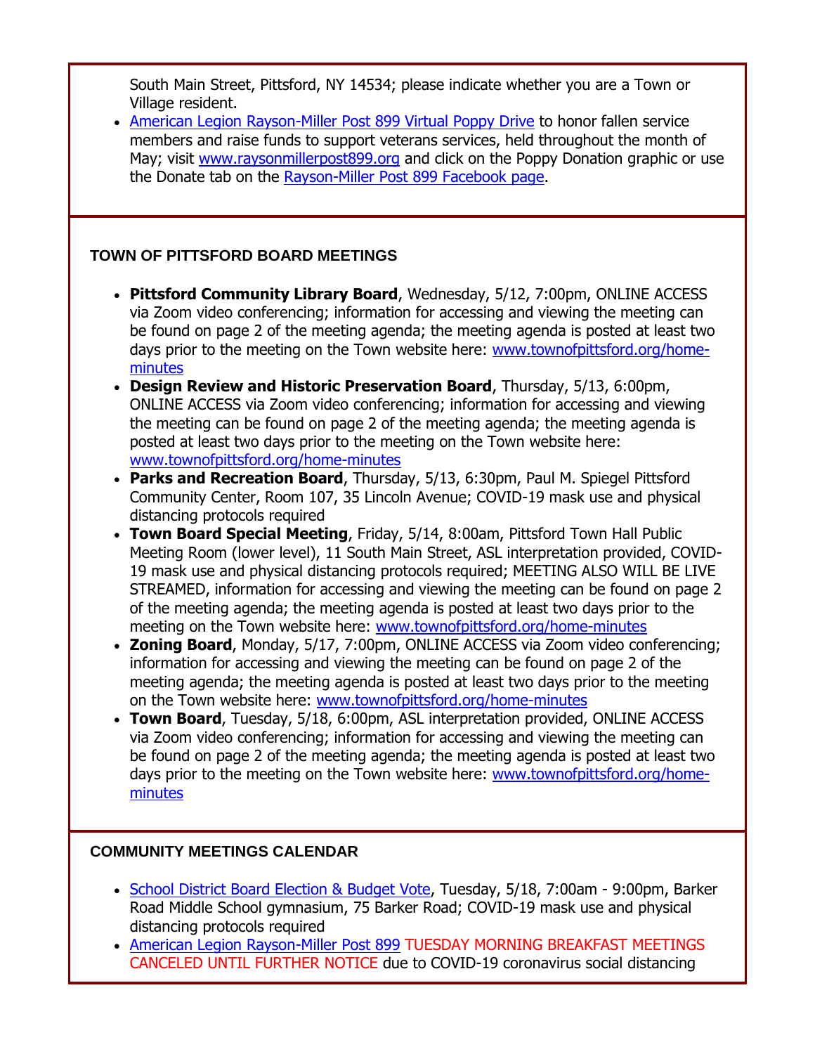South Main Street, Pittsford, NY 14534; please indicate whether you are a Town or Village resident.

- American Legion Rayson-Miller Post 899 Virtual Poppy Drive to honor fallen service members and raise funds to support veterans services, held throughout the month of May; visit www.raysonmillerpost899.org and click on the Poppy Donation graphic or use the Donate tab on the Rayson-Miller Post 899 Facebook page.

### TOWN OF PITTSFORD BOARD MEETINGS

- **Pittsford Community Library Board**, Wednesday, 5/12, 7:00pm, ONLINE ACCESS via Zoom video conferencing; information for accessing and viewing the meeting can be found on page 2 of the meeting agenda; the meeting agenda is posted at least two days prior to the meeting on the Town website here: www.townofpittsford.org/home-minutes
- **Design Review and Historic Preservation Board**, Thursday, 5/13, 6:00pm, ONLINE ACCESS via Zoom video conferencing; information for accessing and viewing the meeting can be found on page 2 of the meeting agenda; the meeting agenda is posted at least two days prior to the meeting on the Town website here: www.townofpittsford.org/home-minutes
- **Parks and Recreation Board**, Thursday, 5/13, 6:30pm, Paul M. Spiegel Pittsford Community Center, Room 107, 35 Lincoln Avenue; COVID-19 mask use and physical distancing protocols required
- **Town Board Special Meeting**, Friday, 5/14, 8:00am, Pittsford Town Hall Public Meeting Room (lower level), 11 South Main Street, ASL interpretation provided, COVID-19 mask use and physical distancing protocols required; MEETING ALSO WILL BE LIVE STREAMED, information for accessing and viewing the meeting can be found on page 2 of the meeting agenda; the meeting agenda is posted at least two days prior to the meeting on the Town website here: www.townofpittsford.org/home-minutes
- **Zoning Board**, Monday, 5/17, 7:00pm, ONLINE ACCESS via Zoom video conferencing; information for accessing and viewing the meeting can be found on page 2 of the meeting agenda; the meeting agenda is posted at least two days prior to the meeting on the Town website here: www.townofpittsford.org/home-minutes
- **Town Board**, Tuesday, 5/18, 6:00pm, ASL interpretation provided, ONLINE ACCESS via Zoom video conferencing; information for accessing and viewing the meeting can be found on page 2 of the meeting agenda; the meeting agenda is posted at least two days prior to the meeting on the Town website here: www.townofpittsford.org/home-minutes

### COMMUNITY MEETINGS CALENDAR

- School District Board Election & Budget Vote, Tuesday, 5/18, 7:00am - 9:00pm, Barker Road Middle School gymnasium, 75 Barker Road; COVID-19 mask use and physical distancing protocols required
- American Legion Rayson-Miller Post 899 TUESDAY MORNING BREAKFAST MEETINGS CANCELED UNTIL FURTHER NOTICE due to COVID-19 coronavirus social distancing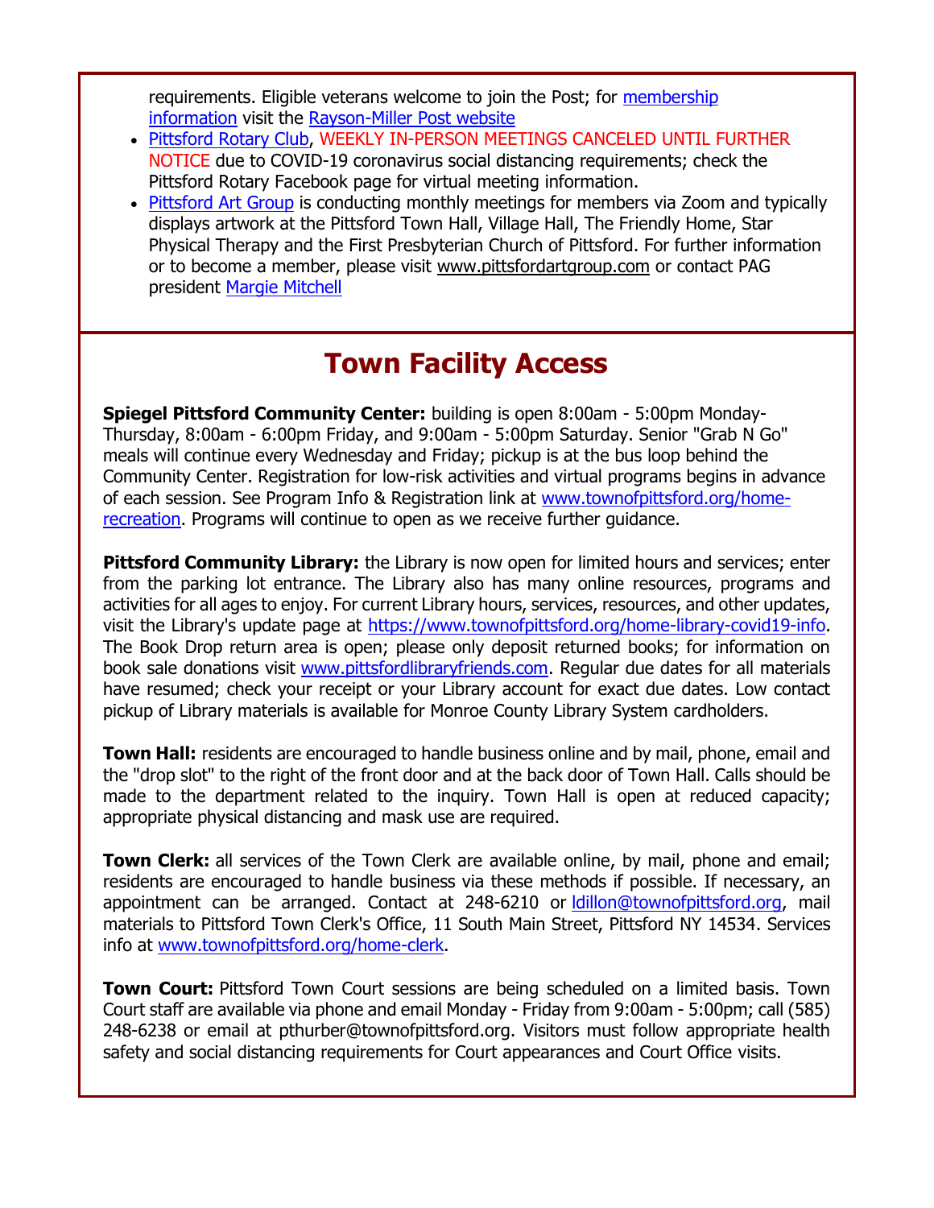requirements. Eligible veterans welcome to join the Post; for membership information visit the Rayson-Miller Post website

- Pittsford Rotary Club, WEEKLY IN-PERSON MEETINGS CANCELED UNTIL FURTHER NOTICE due to COVID-19 coronavirus social distancing requirements; check the Pittsford Rotary Facebook page for virtual meeting information.
- Pittsford Art Group is conducting monthly meetings for members via Zoom and typically displays artwork at the Pittsford Town Hall, Village Hall, The Friendly Home, Star Physical Therapy and the First Presbyterian Church of Pittsford. For further information or to become a member, please visit www.pittsfordartgroup.com or contact PAG president Margie Mitchell

## Town Facility Access

**Spiegel Pittsford Community Center:** building is open 8:00am - 5:00pm Monday-Thursday, 8:00am - 6:00pm Friday, and 9:00am - 5:00pm Saturday. Senior "Grab N Go" meals will continue every Wednesday and Friday; pickup is at the bus loop behind the Community Center. Registration for low-risk activities and virtual programs begins in advance of each session. See Program Info & Registration link at www.townofpittsford.org/home-recreation. Programs will continue to open as we receive further guidance.

**Pittsford Community Library:** the Library is now open for limited hours and services; enter from the parking lot entrance. The Library also has many online resources, programs and activities for all ages to enjoy. For current Library hours, services, resources, and other updates, visit the Library's update page at https://www.townofpittsford.org/home-library-covid19-info. The Book Drop return area is open; please only deposit returned books; for information on book sale donations visit www.pittsfordlibraryfriends.com. Regular due dates for all materials have resumed; check your receipt or your Library account for exact due dates. Low contact pickup of Library materials is available for Monroe County Library System cardholders.

**Town Hall:** residents are encouraged to handle business online and by mail, phone, email and the "drop slot" to the right of the front door and at the back door of Town Hall. Calls should be made to the department related to the inquiry. Town Hall is open at reduced capacity; appropriate physical distancing and mask use are required.

**Town Clerk:** all services of the Town Clerk are available online, by mail, phone and email; residents are encouraged to handle business via these methods if possible. If necessary, an appointment can be arranged. Contact at 248-6210 or ldillon@townofpittsford.org, mail materials to Pittsford Town Clerk's Office, 11 South Main Street, Pittsford NY 14534. Services info at www.townofpittsford.org/home-clerk.

**Town Court:** Pittsford Town Court sessions are being scheduled on a limited basis. Town Court staff are available via phone and email Monday - Friday from 9:00am - 5:00pm; call (585) 248-6238 or email at pthurber@townofpittsford.org. Visitors must follow appropriate health safety and social distancing requirements for Court appearances and Court Office visits.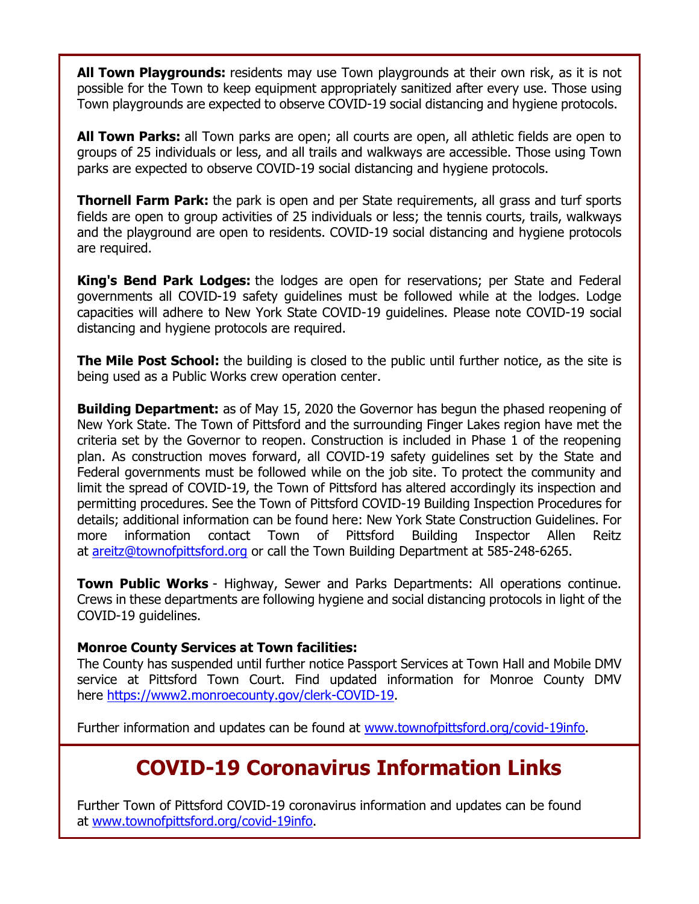**All Town Playgrounds:** residents may use Town playgrounds at their own risk, as it is not possible for the Town to keep equipment appropriately sanitized after every use. Those using Town playgrounds are expected to observe COVID-19 social distancing and hygiene protocols.

**All Town Parks:** all Town parks are open; all courts are open, all athletic fields are open to groups of 25 individuals or less, and all trails and walkways are accessible. Those using Town parks are expected to observe COVID-19 social distancing and hygiene protocols.

**Thornell Farm Park:** the park is open and per State requirements, all grass and turf sports fields are open to group activities of 25 individuals or less; the tennis courts, trails, walkways and the playground are open to residents. COVID-19 social distancing and hygiene protocols are required.

**King's Bend Park Lodges:** the lodges are open for reservations; per State and Federal governments all COVID-19 safety guidelines must be followed while at the lodges. Lodge capacities will adhere to New York State COVID-19 guidelines. Please note COVID-19 social distancing and hygiene protocols are required.

**The Mile Post School:** the building is closed to the public until further notice, as the site is being used as a Public Works crew operation center.

**Building Department:** as of May 15, 2020 the Governor has begun the phased reopening of New York State. The Town of Pittsford and the surrounding Finger Lakes region have met the criteria set by the Governor to reopen. Construction is included in Phase 1 of the reopening plan. As construction moves forward, all COVID-19 safety guidelines set by the State and Federal governments must be followed while on the job site. To protect the community and limit the spread of COVID-19, the Town of Pittsford has altered accordingly its inspection and permitting procedures. See the Town of Pittsford COVID-19 Building Inspection Procedures for details; additional information can be found here: New York State Construction Guidelines. For more information contact Town of Pittsford Building Inspector Allen Reitz at areitz@townofpittsford.org or call the Town Building Department at 585-248-6265.

**Town Public Works** - Highway, Sewer and Parks Departments: All operations continue. Crews in these departments are following hygiene and social distancing protocols in light of the COVID-19 guidelines.

**Monroe County Services at Town facilities:**
The County has suspended until further notice Passport Services at Town Hall and Mobile DMV service at Pittsford Town Court. Find updated information for Monroe County DMV here https://www2.monroecounty.gov/clerk-COVID-19.

Further information and updates can be found at www.townofpittsford.org/covid-19info.

# COVID-19 Coronavirus Information Links

Further Town of Pittsford COVID-19 coronavirus information and updates can be found at www.townofpittsford.org/covid-19info.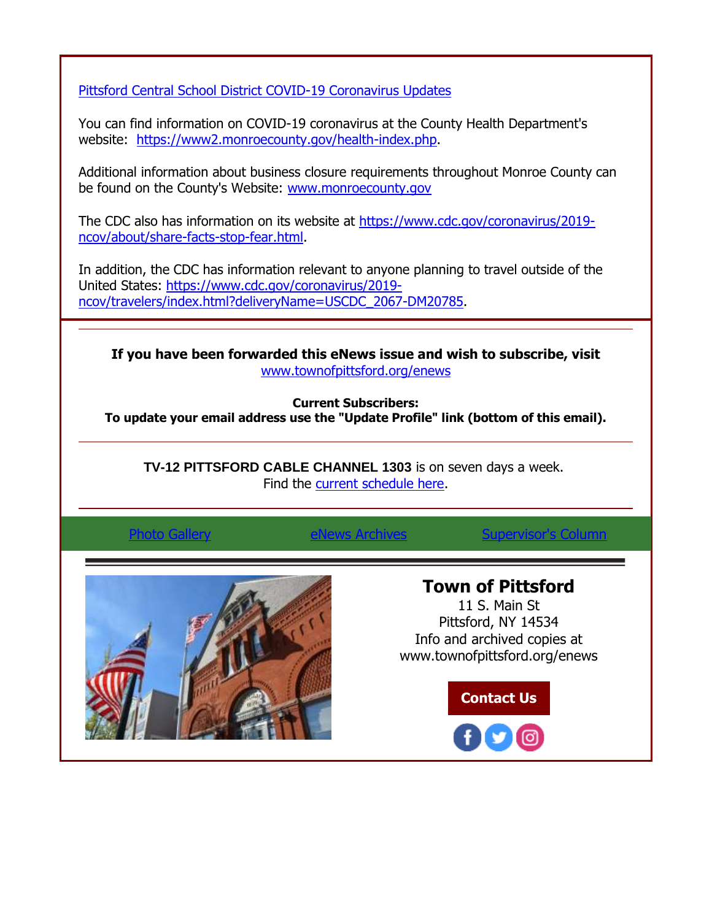[Pittsford Central School District COVID-19 Coronavirus Updates]

You can find information on COVID-19 coronavirus at the County Health Department's website: https://www2.monroecounty.gov/health-index.php.

Additional information about business closure requirements throughout Monroe County can be found on the County's Website: www.monroecounty.gov

The CDC also has information on its website at https://www.cdc.gov/coronavirus/2019-ncov/about/share-facts-stop-fear.html.

In addition, the CDC has information relevant to anyone planning to travel outside of the United States: https://www.cdc.gov/coronavirus/2019-ncov/travelers/index.html?deliveryName=USCDC_2067-DM20785.

---

**If you have been forwarded this eNews issue and wish to subscribe, visit** www.townofpittsford.org/enews

**Current Subscribers:**
**To update your email address use the "Update Profile" link (bottom of this email).**

---

**TV-12 PITTSFORD CABLE CHANNEL 1303** is on seven days a week.
Find the current schedule here.

---

Photo Gallery | eNews Archives | Supervisor's Column

---

## Town of Pittsford

11 S. Main St
Pittsford, NY 14534
Info and archived copies at
www.townofpittsford.org/enews

**Contact Us**